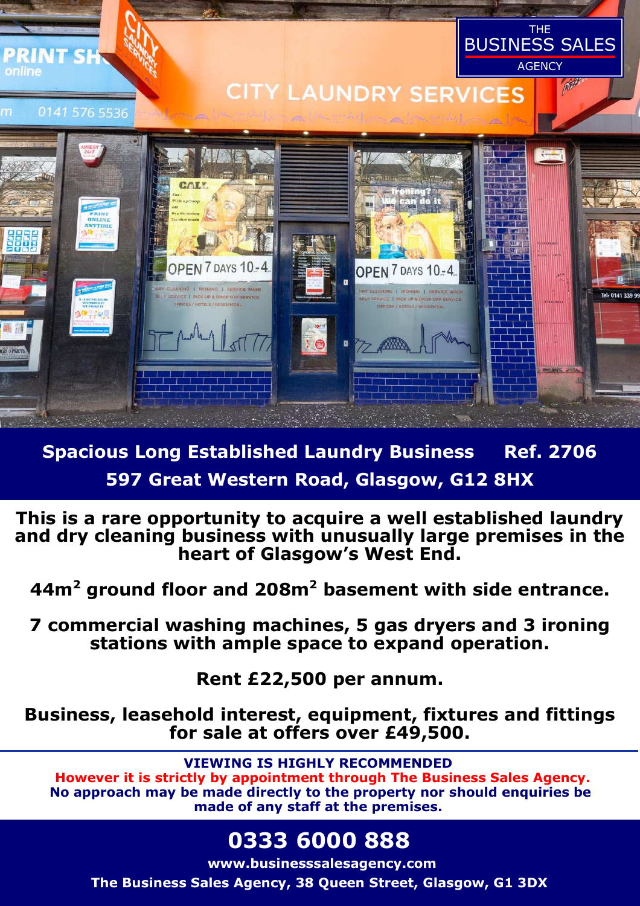THE BUSINESS SALES AGENCY

## Spacious Long Established Laundry Business Ref. 2706

## 597 Great Western Road, Glasgow, G12 8HX

**This is a rare opportunity to acquire a well established laundry and dry cleaning business with unusually large premises in the heart of Glasgow's West End.**

**44m² ground floor and 208m² basement with side entrance.**

**7 commercial washing machines, 5 gas dryers and 3 ironing stations with ample space to expand operation.**

**Rent £22,500 per annum.**

**Business, leasehold interest, equipment, fixtures and fittings for sale at offers over £49,500.**

**VIEWING IS HIGHLY RECOMMENDED**

**However it is strictly by appointment through The Business Sales Agency.**

**No approach may be made directly to the property nor should enquiries be made of any staff at the premises.**

## 0333 6000 888

**www.businesssalesagency.com**

**The Business Sales Agency, 38 Queen Street, Glasgow, G1 3DX**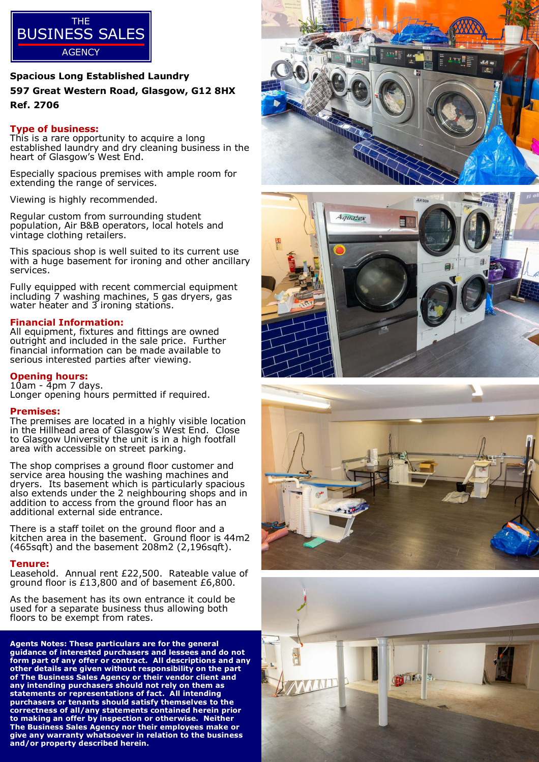THE BUSINESS SALES AGENCY

**Spacious Long Established Laundry**
**597 Great Western Road, Glasgow, G12 8HX**
**Ref. 2706**

## Type of business:

This is a rare opportunity to acquire a long established laundry and dry cleaning business in the heart of Glasgow's West End.

Especially spacious premises with ample room for extending the range of services.

Viewing is highly recommended.

Regular custom from surrounding student population, Air B&B operators, local hotels and vintage clothing retailers.

This spacious shop is well suited to its current use with a huge basement for ironing and other ancillary services.

Fully equipped with recent commercial equipment including 7 washing machines, 5 gas dryers, gas water heater and 3 ironing stations.

## Financial Information:

All equipment, fixtures and fittings are owned outright and included in the sale price. Further financial information can be made available to serious interested parties after viewing.

## Opening hours:

10am - 4pm 7 days.
Longer opening hours permitted if required.

## Premises:

The premises are located in a highly visible location in the Hillhead area of Glasgow's West End. Close to Glasgow University the unit is in a high footfall area with accessible on street parking.

The shop comprises a ground floor customer and service area housing the washing machines and dryers. Its basement which is particularly spacious also extends under the 2 neighbouring shops and in addition to access from the ground floor has an additional external side entrance.

There is a staff toilet on the ground floor and a kitchen area in the basement. Ground floor is 44m2 (465sqft) and the basement 208m2 (2,196sqft).

## Tenure:

Leasehold. Annual rent £22,500. Rateable value of ground floor is £13,800 and of basement £6,800.

As the basement has its own entrance it could be used for a separate business thus allowing both floors to be exempt from rates.

**Agents Notes: These particulars are for the general guidance of interested purchasers and lessees and do not form part of any offer or contract. All descriptions and any other details are given without responsibility on the part of The Business Sales Agency or their vendor client and any intending purchasers should not rely on them as statements or representations of fact. All intending purchasers or tenants should satisfy themselves to the correctness of all/any statements contained herein prior to making an offer by inspection or otherwise. Neither The Business Sales Agency nor their employees make or give any warranty whatsoever in relation to the business and/or property described herein.**